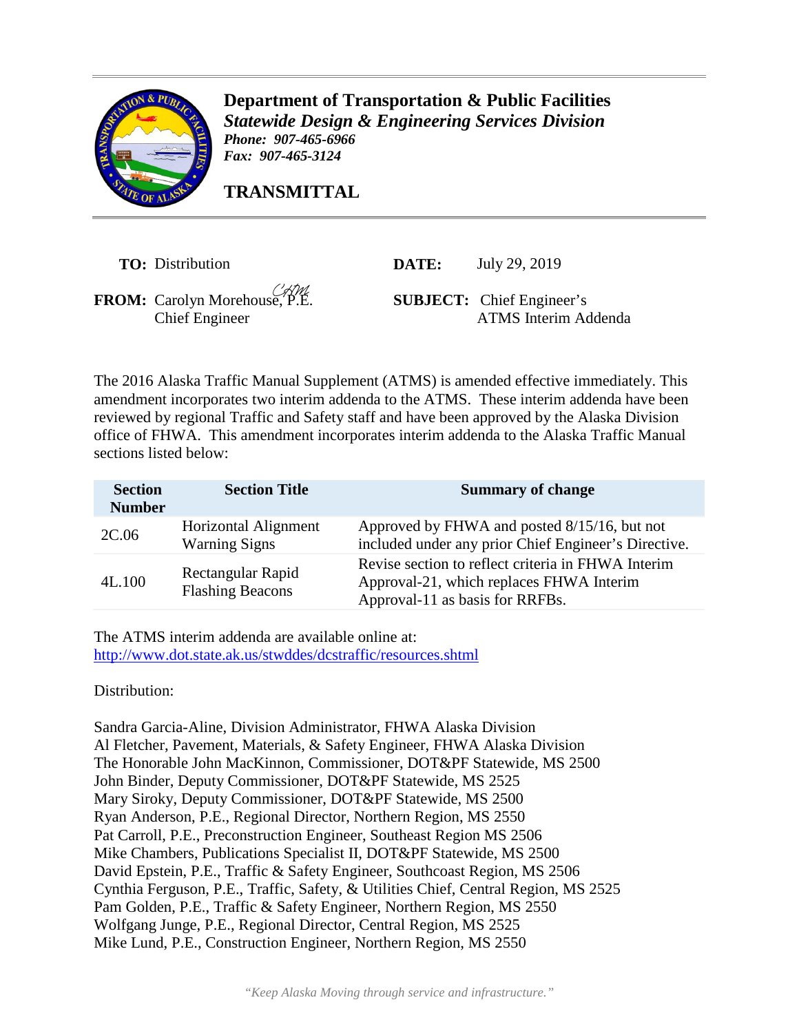**Department of Transportation & Public Facilities**
***Statewide Design & Engineering Services Division***
***Phone: 907-465-6966***
***Fax: 907-465-3124***

# TRANSMITTAL

**TO:** Distribution

**FROM:** Carolyn Morehouse, P.E.
Chief Engineer

**DATE:** July 29, 2019

**SUBJECT:** Chief Engineer's ATMS Interim Addenda

The 2016 Alaska Traffic Manual Supplement (ATMS) is amended effective immediately. This amendment incorporates two interim addenda to the ATMS. These interim addenda have been reviewed by regional Traffic and Safety staff and have been approved by the Alaska Division office of FHWA. This amendment incorporates interim addenda to the Alaska Traffic Manual sections listed below:

| Section Number | Section Title | Summary of change |
| --- | --- | --- |
| 2C.06 | Horizontal Alignment Warning Signs | Approved by FHWA and posted 8/15/16, but not included under any prior Chief Engineer's Directive. |
| 4L.100 | Rectangular Rapid Flashing Beacons | Revise section to reflect criteria in FHWA Interim Approval-21, which replaces FHWA Interim Approval-11 as basis for RRFBs. |

The ATMS interim addenda are available online at:
http://www.dot.state.ak.us/stwddes/dcstraffic/resources.shtml

Distribution:

Sandra Garcia-Aline, Division Administrator, FHWA Alaska Division
Al Fletcher, Pavement, Materials, & Safety Engineer, FHWA Alaska Division
The Honorable John MacKinnon, Commissioner, DOT&PF Statewide, MS 2500
John Binder, Deputy Commissioner, DOT&PF Statewide, MS 2525
Mary Siroky, Deputy Commissioner, DOT&PF Statewide, MS 2500
Ryan Anderson, P.E., Regional Director, Northern Region, MS 2550
Pat Carroll, P.E., Preconstruction Engineer, Southeast Region MS 2506
Mike Chambers, Publications Specialist II, DOT&PF Statewide, MS 2500
David Epstein, P.E., Traffic & Safety Engineer, Southcoast Region, MS 2506
Cynthia Ferguson, P.E., Traffic, Safety, & Utilities Chief, Central Region, MS 2525
Pam Golden, P.E., Traffic & Safety Engineer, Northern Region, MS 2550
Wolfgang Junge, P.E., Regional Director, Central Region, MS 2525
Mike Lund, P.E., Construction Engineer, Northern Region, MS 2550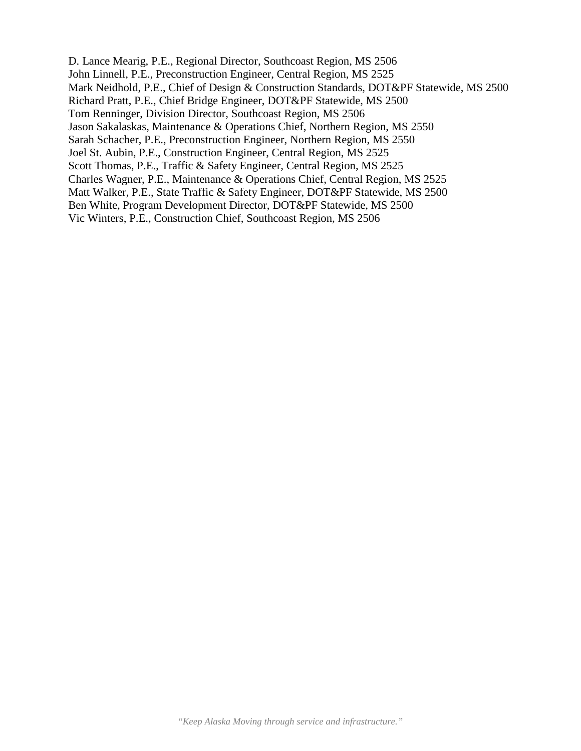D. Lance Mearig, P.E., Regional Director, Southcoast Region, MS 2506
John Linnell, P.E., Preconstruction Engineer, Central Region, MS 2525
Mark Neidhold, P.E., Chief of Design & Construction Standards, DOT&PF Statewide, MS 2500
Richard Pratt, P.E., Chief Bridge Engineer, DOT&PF Statewide, MS 2500
Tom Renninger, Division Director, Southcoast Region, MS 2506
Jason Sakalaskas, Maintenance & Operations Chief, Northern Region, MS 2550
Sarah Schacher, P.E., Preconstruction Engineer, Northern Region, MS 2550
Joel St. Aubin, P.E., Construction Engineer, Central Region, MS 2525
Scott Thomas, P.E., Traffic & Safety Engineer, Central Region, MS 2525
Charles Wagner, P.E., Maintenance & Operations Chief, Central Region, MS 2525
Matt Walker, P.E., State Traffic & Safety Engineer, DOT&PF Statewide, MS 2500
Ben White, Program Development Director, DOT&PF Statewide, MS 2500
Vic Winters, P.E., Construction Chief, Southcoast Region, MS 2506